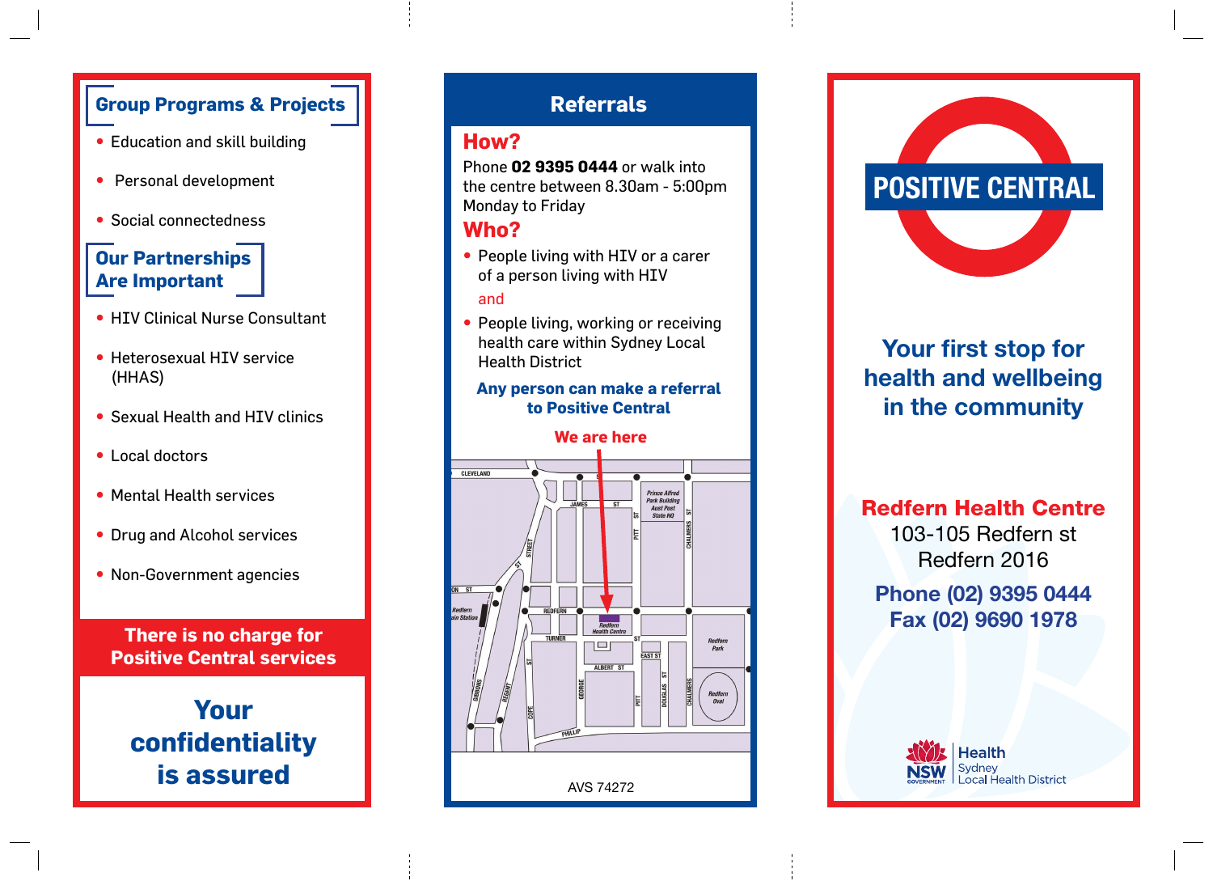## Group Programs & Projects

- Education and skill building
- Personal development
- Social connectedness

## Our Partnerships Are Important

- HIV Clinical Nurse Consultant
- Heterosexual HIV service (HHAS)
- Sexual Health and HIV clinics
- Local doctors
- Mental Health services
- Drug and Alcohol services
- Non-Government agencies

**There is no charge for Positive Central services**

**Your confidentiality is assured**

## Referrals

### How?

Phone **02 9395 0444** or walk into the centre between 8.30am - 5:00pm Monday to Friday

### Who?

- People living with HIV or a carer of a person living with HIV

and

- People living, working or receiving health care within Sydney Local Health District

**Any person can make a referral to Positive Central**

**We are here**

AVS 74272

# POSITIVE CENTRAL

## Your first stop for health and wellbeing in the community

**Redfern Health Centre**
103-105 Redfern st
Redfern 2016

**Phone (02) 9395 0444**
**Fax (02) 9690 1978**

NSW Government | Health Sydney Local Health District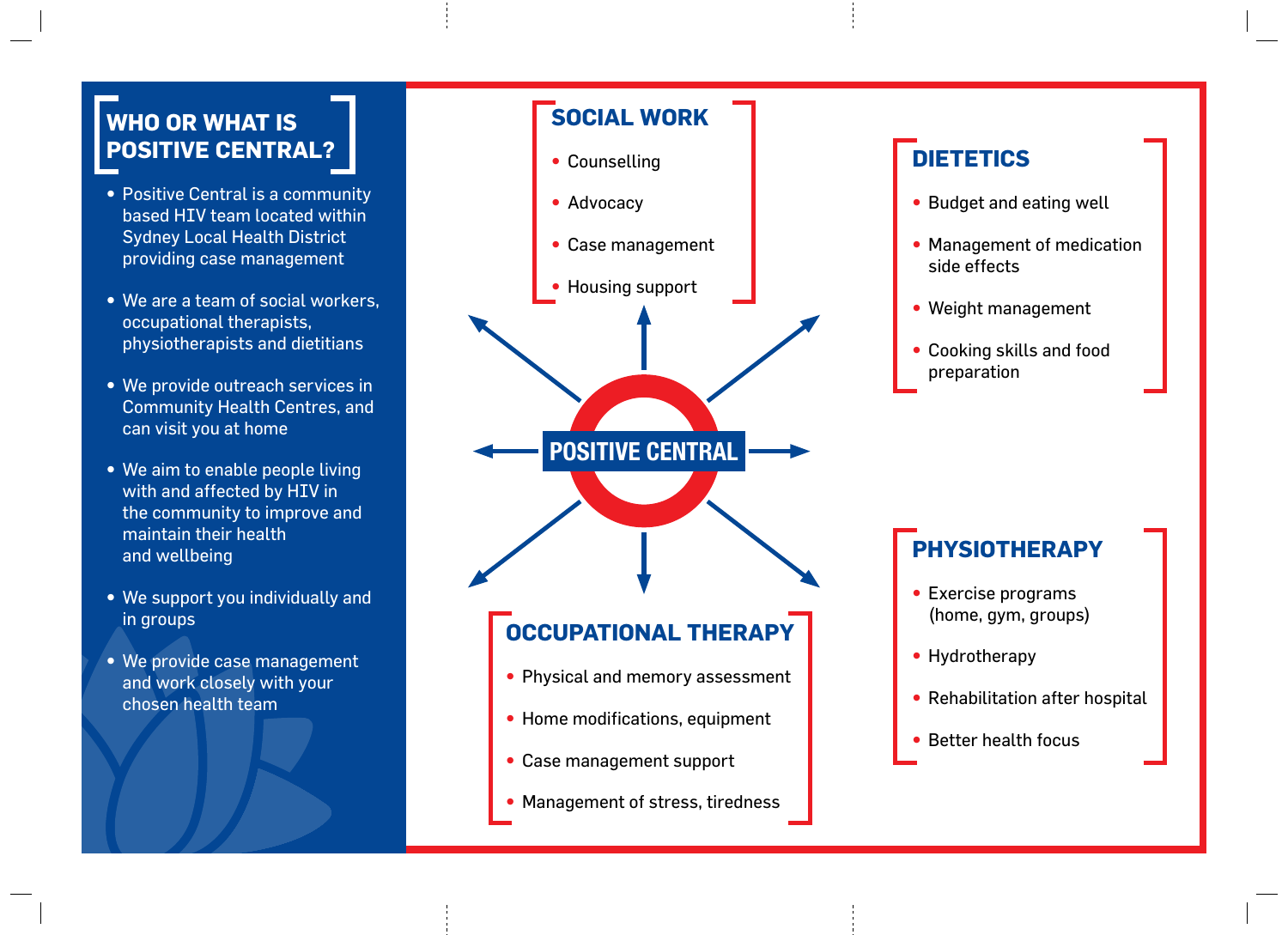## WHO OR WHAT IS POSITIVE CENTRAL?

- Positive Central is a community based HIV team located within Sydney Local Health District providing case management
- We are a team of social workers, occupational therapists, physiotherapists and dietitians
- We provide outreach services in Community Health Centres, and can visit you at home
- We aim to enable people living with and affected by HIV in the community to improve and maintain their health and wellbeing
- We support you individually and in groups
- We provide case management and work closely with your chosen health team

# POSITIVE CENTRAL

## SOCIAL WORK

- Counselling
- Advocacy
- Case management
- Housing support

## DIETETICS

- Budget and eating well
- Management of medication side effects
- Weight management
- Cooking skills and food preparation

## PHYSIOTHERAPY

- Exercise programs (home, gym, groups)
- Hydrotherapy
- Rehabilitation after hospital
- Better health focus

## OCCUPATIONAL THERAPY

- Physical and memory assessment
- Home modifications, equipment
- Case management support
- Management of stress, tiredness